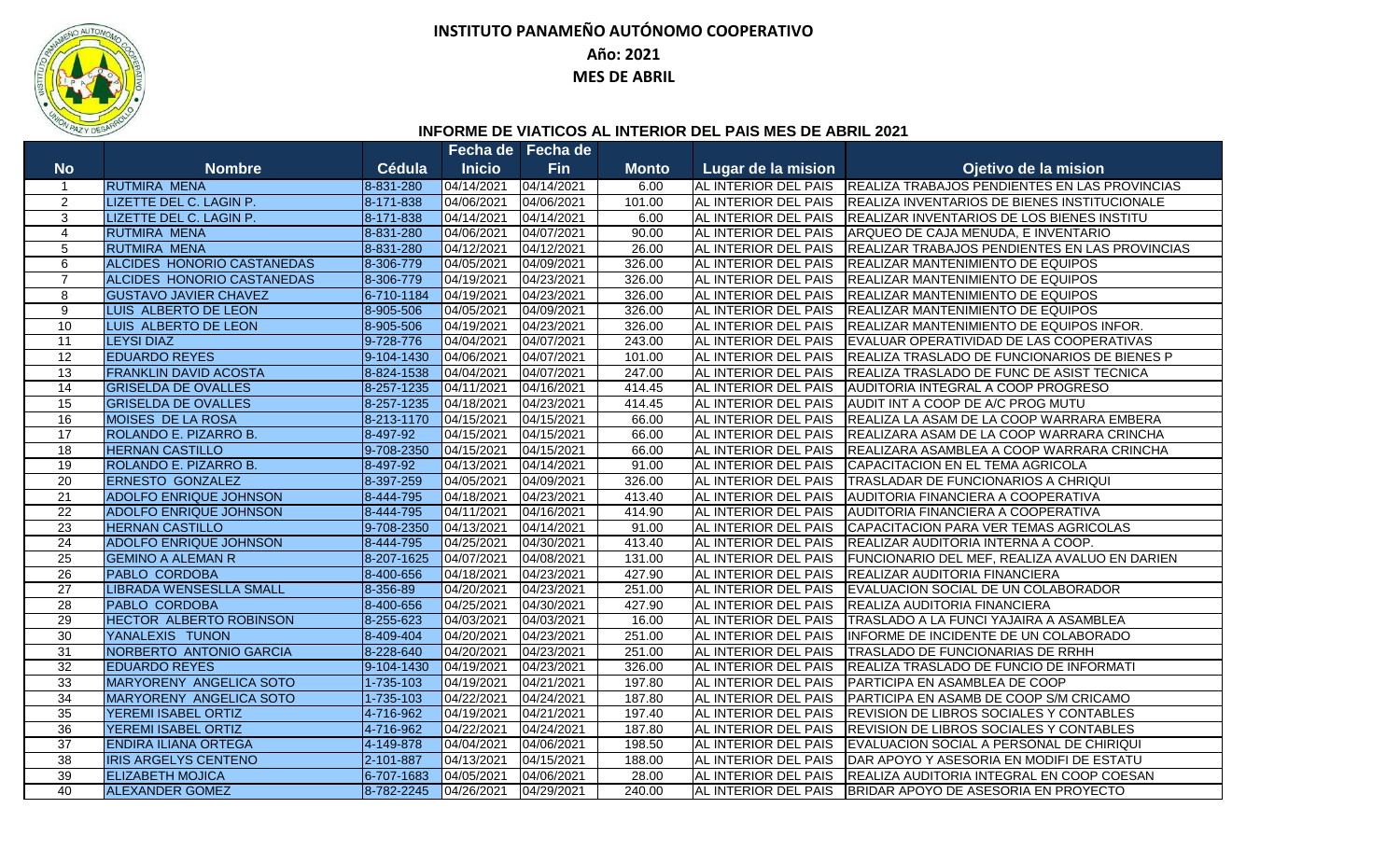# INSTITUTO PANAMEÑO AUTÓNOMO COOPERATIVO

## Año: 2021

## MES DE ABRIL

### INFORME DE VIATICOS AL INTERIOR DEL PAIS MES DE ABRIL 2021

| No | Nombre | Cédula | Fecha de Inicio | Fecha de Fin | Monto | Lugar de la mision | Ojetivo de la mision |
|---|---|---|---|---|---|---|---|
| 1 | RUTMIRA MENA | 8-831-280 | 04/14/2021 | 04/14/2021 | 6.00 | AL INTERIOR DEL PAIS | REALIZA TRABAJOS PENDIENTES EN LAS PROVINCIAS |
| 2 | LIZETTE DEL C. LAGIN P. | 8-171-838 | 04/06/2021 | 04/06/2021 | 101.00 | AL INTERIOR DEL PAIS | REALIZA INVENTARIOS DE BIENES INSTITUCIONALE |
| 3 | LIZETTE DEL C. LAGIN P. | 8-171-838 | 04/14/2021 | 04/14/2021 | 6.00 | AL INTERIOR DEL PAIS | REALIZAR INVENTARIOS DE LOS BIENES INSTITU |
| 4 | RUTMIRA MENA | 8-831-280 | 04/06/2021 | 04/07/2021 | 90.00 | AL INTERIOR DEL PAIS | ARQUEO DE CAJA MENUDA, E INVENTARIO |
| 5 | RUTMIRA MENA | 8-831-280 | 04/12/2021 | 04/12/2021 | 26.00 | AL INTERIOR DEL PAIS | REALIZAR TRABAJOS PENDIENTES EN LAS PROVINCIAS |
| 6 | ALCIDES HONORIO CASTANEDAS | 8-306-779 | 04/05/2021 | 04/09/2021 | 326.00 | AL INTERIOR DEL PAIS | REALIZAR MANTENIMIENTO DE EQUIPOS |
| 7 | ALCIDES HONORIO CASTANEDAS | 8-306-779 | 04/19/2021 | 04/23/2021 | 326.00 | AL INTERIOR DEL PAIS | REALIZAR MANTENIMIENTO DE EQUIPOS |
| 8 | GUSTAVO JAVIER CHAVEZ | 6-710-1184 | 04/19/2021 | 04/23/2021 | 326.00 | AL INTERIOR DEL PAIS | REALIZAR MANTENIMIENTO DE EQUIPOS |
| 9 | LUIS ALBERTO DE LEON | 8-905-506 | 04/05/2021 | 04/09/2021 | 326.00 | AL INTERIOR DEL PAIS | REALIZAR MANTENIMIENTO DE EQUIPOS |
| 10 | LUIS ALBERTO DE LEON | 8-905-506 | 04/19/2021 | 04/23/2021 | 326.00 | AL INTERIOR DEL PAIS | REALIZAR MANTENIMIENTO DE EQUIPOS INFOR. |
| 11 | LEYSI DIAZ | 9-728-776 | 04/04/2021 | 04/07/2021 | 243.00 | AL INTERIOR DEL PAIS | EVALUAR OPERATIVIDAD DE LAS COOPERATIVAS |
| 12 | EDUARDO REYES | 9-104-1430 | 04/06/2021 | 04/07/2021 | 101.00 | AL INTERIOR DEL PAIS | REALIZA TRASLADO DE FUNCIONARIOS DE BIENES P |
| 13 | FRANKLIN DAVID ACOSTA | 8-824-1538 | 04/04/2021 | 04/07/2021 | 247.00 | AL INTERIOR DEL PAIS | REALIZA TRASLADO DE FUNC DE ASIST TECNICA |
| 14 | GRISELDA DE OVALLES | 8-257-1235 | 04/11/2021 | 04/16/2021 | 414.45 | AL INTERIOR DEL PAIS | AUDITORIA INTEGRAL A COOP PROGRESO |
| 15 | GRISELDA DE OVALLES | 8-257-1235 | 04/18/2021 | 04/23/2021 | 414.45 | AL INTERIOR DEL PAIS | AUDIT INT A COOP DE A/C PROG MUTU |
| 16 | MOISES DE LA ROSA | 8-213-1170 | 04/15/2021 | 04/15/2021 | 66.00 | AL INTERIOR DEL PAIS | REALIZA LA ASAM DE LA COOP WARRARA EMBERA |
| 17 | ROLANDO E. PIZARRO B. | 8-497-92 | 04/15/2021 | 04/15/2021 | 66.00 | AL INTERIOR DEL PAIS | REALIZARA ASAM DE LA COOP WARRARA CRINCHA |
| 18 | HERNAN CASTILLO | 9-708-2350 | 04/15/2021 | 04/15/2021 | 66.00 | AL INTERIOR DEL PAIS | REALIZARA ASAMBLEA A COOP WARRARA CRINCHA |
| 19 | ROLANDO E. PIZARRO B. | 8-497-92 | 04/13/2021 | 04/14/2021 | 91.00 | AL INTERIOR DEL PAIS | CAPACITACION EN EL TEMA AGRICOLA |
| 20 | ERNESTO GONZALEZ | 8-397-259 | 04/05/2021 | 04/09/2021 | 326.00 | AL INTERIOR DEL PAIS | TRASLADAR DE FUNCIONARIOS A CHIRIQUI |
| 21 | ADOLFO ENRIQUE JOHNSON | 8-444-795 | 04/18/2021 | 04/23/2021 | 413.40 | AL INTERIOR DEL PAIS | AUDITORIA FINANCIERA A COOPERATIVA |
| 22 | ADOLFO ENRIQUE JOHNSON | 8-444-795 | 04/11/2021 | 04/16/2021 | 414.90 | AL INTERIOR DEL PAIS | AUDITORIA FINANCIERA A COOPERATIVA |
| 23 | HERNAN CASTILLO | 9-708-2350 | 04/13/2021 | 04/14/2021 | 91.00 | AL INTERIOR DEL PAIS | CAPACITACION PARA VER TEMAS AGRICOLAS |
| 24 | ADOLFO ENRIQUE JOHNSON | 8-444-795 | 04/25/2021 | 04/30/2021 | 413.40 | AL INTERIOR DEL PAIS | REALIZAR AUDITORIA INTERNA A COOP. |
| 25 | GEMINO A ALEMAN R | 8-207-1625 | 04/07/2021 | 04/08/2021 | 131.00 | AL INTERIOR DEL PAIS | FUNCIONARIO DEL MEF, REALIZA AVALUO EN DARIEN |
| 26 | PABLO CORDOBA | 8-400-656 | 04/18/2021 | 04/23/2021 | 427.90 | AL INTERIOR DEL PAIS | REALIZAR AUDITORIA FINANCIERA |
| 27 | LIBRADA WENSESLLA SMALL | 8-356-89 | 04/20/2021 | 04/23/2021 | 251.00 | AL INTERIOR DEL PAIS | EVALUACION SOCIAL DE UN COLABORADOR |
| 28 | PABLO CORDOBA | 8-400-656 | 04/25/2021 | 04/30/2021 | 427.90 | AL INTERIOR DEL PAIS | REALIZA AUDITORIA FINANCIERA |
| 29 | HECTOR ALBERTO ROBINSON | 8-255-623 | 04/03/2021 | 04/03/2021 | 16.00 | AL INTERIOR DEL PAIS | TRASLADO A LA FUNCI YAJAIRA A ASAMBLEA |
| 30 | YANALEXIS TUNON | 8-409-404 | 04/20/2021 | 04/23/2021 | 251.00 | AL INTERIOR DEL PAIS | INFORME DE INCIDENTE DE UN COLABORADO |
| 31 | NORBERTO ANTONIO GARCIA | 8-228-640 | 04/20/2021 | 04/23/2021 | 251.00 | AL INTERIOR DEL PAIS | TRASLADO DE FUNCIONARIAS DE RRHH |
| 32 | EDUARDO REYES | 9-104-1430 | 04/19/2021 | 04/23/2021 | 326.00 | AL INTERIOR DEL PAIS | REALIZA TRASLADO DE FUNCIO DE INFORMATI |
| 33 | MARYORENY ANGELICA SOTO | 1-735-103 | 04/19/2021 | 04/21/2021 | 197.80 | AL INTERIOR DEL PAIS | PARTICIPA EN ASAMBLEA DE COOP |
| 34 | MARYORENY ANGELICA SOTO | 1-735-103 | 04/22/2021 | 04/24/2021 | 187.80 | AL INTERIOR DEL PAIS | PARTICIPA EN ASAMB DE COOP S/M CRICAMO |
| 35 | YEREMI ISABEL ORTIZ | 4-716-962 | 04/19/2021 | 04/21/2021 | 197.40 | AL INTERIOR DEL PAIS | REVISION DE LIBROS SOCIALES Y CONTABLES |
| 36 | YEREMI ISABEL ORTIZ | 4-716-962 | 04/22/2021 | 04/24/2021 | 187.80 | AL INTERIOR DEL PAIS | REVISION DE LIBROS SOCIALES Y CONTABLES |
| 37 | ENDIRA ILIANA ORTEGA | 4-149-878 | 04/04/2021 | 04/06/2021 | 198.50 | AL INTERIOR DEL PAIS | EVALUACION SOCIAL A PERSONAL DE CHIRIQUI |
| 38 | IRIS ARGELYS CENTENO | 2-101-887 | 04/13/2021 | 04/15/2021 | 188.00 | AL INTERIOR DEL PAIS | DAR APOYO Y ASESORIA EN MODIFI DE ESTATU |
| 39 | ELIZABETH MOJICA | 6-707-1683 | 04/05/2021 | 04/06/2021 | 28.00 | AL INTERIOR DEL PAIS | REALIZA AUDITORIA INTEGRAL EN COOP COESAN |
| 40 | ALEXANDER GOMEZ | 8-782-2245 | 04/26/2021 | 04/29/2021 | 240.00 | AL INTERIOR DEL PAIS | BRIDAR APOYO DE ASESORIA EN PROYECTO |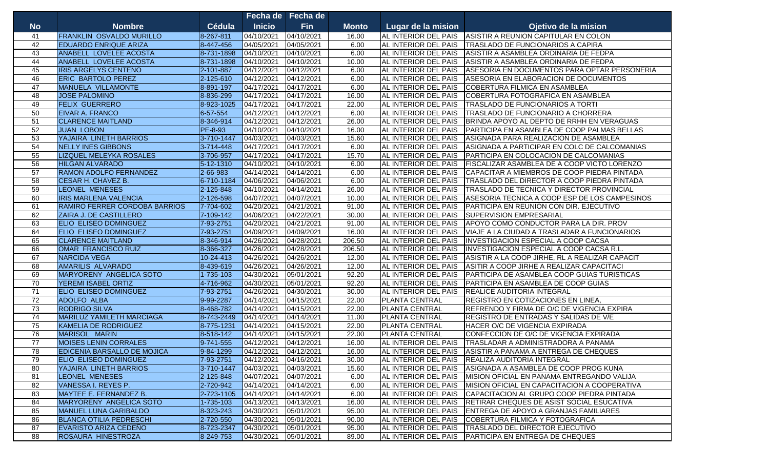| No | Nombre | Cédula | Fecha de Inicio | Fecha de Fin | Monto | Lugar de la mision | Ojetivo de la mision |
|---|---|---|---|---|---|---|---|
| 41 | FRANKLIN OSVALDO MURILLO | 8-267-811 | 04/10/2021 | 04/10/2021 | 16.00 | AL INTERIOR DEL PAIS | ASISTIR A REUNION CAPITULAR EN COLON |
| 42 | EDUARDO ENRIQUE ARIZA | 8-447-456 | 04/05/2021 | 04/05/2021 | 6.00 | AL INTERIOR DEL PAIS | TRASLADO DE FUNCIONARIOS A CAPIRA |
| 43 | ANABELL LOVELEE ACOSTA | 8-731-1898 | 04/10/2021 | 04/10/2021 | 6.00 | AL INTERIOR DEL PAIS | ASISTIR A ASAMBLEA ORDINARIA DE FEDPA |
| 44 | ANABELL LOVELEE ACOSTA | 8-731-1898 | 04/10/2021 | 04/10/2021 | 10.00 | AL INTERIOR DEL PAIS | ASISTIR A ASAMBLEA ORDINARIA DE FEDPA |
| 45 | IRIS ARGELYS CENTENO | 2-101-887 | 04/12/2021 | 04/12/2021 | 6.00 | AL INTERIOR DEL PAIS | ASESORIA EN DOCUMENTOS PARA OPTAR PERSONERIA |
| 46 | ERIC BARTOLO PEREZ | 2-125-610 | 04/12/2021 | 04/12/2021 | 6.00 | AL INTERIOR DEL PAIS | ASESORIA EN ELABORACION DE DOCUMENTOS |
| 47 | MANUELA VILLAMONTE | 8-891-197 | 04/17/2021 | 04/17/2021 | 6.00 | AL INTERIOR DEL PAIS | COBERTURA FILMICA EN ASAMBLEA |
| 48 | JOSE PALOMINO | 8-836-299 | 04/17/2021 | 04/17/2021 | 16.00 | AL INTERIOR DEL PAIS | COBERTURA FOTOGRAFICA EN ASAMBLEA |
| 49 | FELIX GUERRERO | 8-923-1025 | 04/17/2021 | 04/17/2021 | 22.00 | AL INTERIOR DEL PAIS | TRASLADO DE FUNCIONARIOS A TORTI |
| 50 | EIVAR A. FRANCO | 6-57-554 | 04/12/2021 | 04/12/2021 | 6.00 | AL INTERIOR DEL PAIS | TRASLADO DE FUNCIONARIO A CHORRERA |
| 51 | CLARENCE MAITLAND | 8-346-914 | 04/12/2021 | 04/12/2021 | 26.00 | AL INTERIOR DEL PAIS | BRINDA APOYO AL DEPTO DE RRHH EN VERAGUAS |
| 52 | JUAN LOBON | PE-8-93 | 04/10/2021 | 04/10/2021 | 16.00 | AL INTERIOR DEL PAIS | PARTICIPA EN ASAMBLEA DE COOP PALMAS BELLAS |
| 53 | YAJAIRA LINETH BARRIOS | 3-710-1447 | 04/03/2021 | 04/03/2021 | 15.60 | AL INTERIOR DEL PAIS | ASIGNADA PARA REALIZACION DE ASAMBLEA |
| 54 | NELLY INES GIBBONS | 3-714-448 | 04/17/2021 | 04/17/2021 | 6.00 | AL INTERIOR DEL PAIS | ASIGNADA A PARTICIPAR EN COLC DE CALCOMANIAS |
| 55 | LIZQUEL MELEYKA ROSALES | 3-706-957 | 04/17/2021 | 04/17/2021 | 15.70 | AL INTERIOR DEL PAIS | PARTICIPA EN COLOCACION DE CALCOMANIAS |
| 56 | HILGAN ALVARADO | 5-12-1310 | 04/10/2021 | 04/10/2021 | 6.00 | AL INTERIOR DEL PAIS | FISCALIZAR ASAMBLEA DE A COOP VICTO LORENZO |
| 57 | RAMON ADOLFO FERNANDEZ | 2-66-983 | 04/14/2021 | 04/14/2021 | 6.00 | AL INTERIOR DEL PAIS | CAPACITAR A MIEMBROS DE COOP PIEDRA PINTADA |
| 58 | CESAR H. CHAVEZ B. | 6-710-1184 | 04/06/2021 | 04/06/2021 | 6.00 | AL INTERIOR DEL PAIS | TRASLADO DEL DIRECTOR A COOP PIEDRA PINTADA |
| 59 | LEONEL MENESES | 2-125-848 | 04/10/2021 | 04/14/2021 | 26.00 | AL INTERIOR DEL PAIS | TRASLADO DE TECNICA Y DIRECTOR PROVINCIAL |
| 60 | IRIS MARLENA VALENCIA | 2-126-598 | 04/07/2021 | 04/07/2021 | 10.00 | AL INTERIOR DEL PAIS | ASESORIA TECNICA A COOP ESP DE LOS CAMPESINOS |
| 61 | RAMIRO FERRER CORDOBA BARRIOS | 7-704-602 | 04/20/2021 | 04/21/2021 | 91.00 | AL INTERIOR DEL PAIS | PARTICIPA EN REUNION CON DIR. EJECUTIVO |
| 62 | ZAIRA J. DE CASTILLERO | 7-109-142 | 04/06/2021 | 04/22/2021 | 30.00 | AL INTERIOR DEL PAIS | SUPERVISION EMPRESARIAL |
| 63 | ELIO ELISEO DOMINGUEZ | 7-93-2751 | 04/20/2021 | 04/21/2021 | 91.00 | AL INTERIOR DEL PAIS | APOYO COMO CONDUCTOR PARA LA DIR. PROV |
| 64 | ELIO ELISEO DOMINGUEZ | 7-93-2751 | 04/09/2021 | 04/09/2021 | 16.00 | AL INTERIOR DEL PAIS | VIAJE A LA CIUDAD A TRASLADAR A FUNCIONARIOS |
| 65 | CLARENCE MAITLAND | 8-346-914 | 04/26/2021 | 04/28/2021 | 206.50 | AL INTERIOR DEL PAIS | INVESTIGACION ESPECIAL A COOP CACSA |
| 66 | OMAR FRANCISCO RUIZ | 8-366-327 | 04/26/2021 | 04/28/2021 | 206.50 | AL INTERIOR DEL PAIS | INVESTIGACION ESPECIAL A COOP CACSA R.L. |
| 67 | NARCIDA VEGA | 10-24-413 | 04/26/2021 | 04/26/2021 | 12.00 | AL INTERIOR DEL PAIS | ASISTIR A LA COOP JIRHE, RL A REALIZAR CAPACIT |
| 68 | AMARILIS ALVARADO | 8-439-619 | 04/26/2021 | 04/26/2021 | 12.00 | AL INTERIOR DEL PAIS | ASITIR A COOP JIRHE A REALIZAR CAPACITACI |
| 69 | MARYORENY ANGELICA SOTO | 1-735-103 | 04/30/2021 | 05/01/2021 | 92.20 | AL INTERIOR DEL PAIS | PARTICIPA DE ASAMBLEA COOP GUIAS TURISTICAS |
| 70 | YEREMI ISABEL ORTIZ | 4-716-962 | 04/30/2021 | 05/01/2021 | 92.20 | AL INTERIOR DEL PAIS | PARTICIPA EN ASAMBLEA DE COOP GUIAS |
| 71 | ELIO ELISEO DOMINGUEZ | 7-93-2751 | 04/26/2021 | 04/30/2021 | 30.00 | AL INTERIOR DEL PAIS | REALICE AUDITORIA INTEGRAL |
| 72 | ADOLFO ALBA | 9-99-2287 | 04/14/2021 | 04/15/2021 | 22.00 | PLANTA CENTRAL | REGISTRO EN COTIZACIONES EN LINEA, |
| 73 | RODRIGO SILVA | 8-468-782 | 04/14/2021 | 04/15/2021 | 22.00 | PLANTA CENTRAL | REFRENDO Y FIRMA DE O/C DE VIGENCIA EXPIRA |
| 74 | MARILUZ YAMILETH MARCIAGA | 8-743-2449 | 04/14/2021 | 04/15/2021 | 11.00 | PLANTA CENTRAL | REGISTRO DE ENTRADAS Y SALIDAS DE V/E |
| 75 | KAMELIA DE RODRIGUEZ | 8-775-1231 | 04/14/2021 | 04/15/2021 | 22.00 | PLANTA CENTRAL | HACER O/C DE VIGENCIA EXPIRADA |
| 76 | MARISOL MARIN | 8-518-142 | 04/14/2021 | 04/15/2021 | 22.00 | PLANTA CENTRAL | CONFECCION DE O/C DE VIGENCIA EXPIRADA |
| 77 | MOISES LENIN CORRALES | 9-741-555 | 04/12/2021 | 04/12/2021 | 16.00 | AL INTERIOR DEL PAIS | TRASLADAR A ADMINISTRADORA A PANAMA |
| 78 | EDICENIA BARSALLO DE MOJICA | 9-84-1299 | 04/12/2021 | 04/12/2021 | 16.00 | AL INTERIOR DEL PAIS | ASISTIR A PANAMA A ENTREGA DE CHEQUES |
| 79 | ELIO ELISEO DOMINGUEZ | 7-93-2751 | 04/12/2021 | 04/16/2021 | 30.00 | AL INTERIOR DEL PAIS | REALIZA AUDITORIA INTEGRAL |
| 80 | YAJAIRA LINETH BARRIOS | 3-710-1447 | 04/03/2021 | 04/03/2021 | 15.60 | AL INTERIOR DEL PAIS | ASIGNADA A ASAMBLEA DE COOP PROG KUNA |
| 81 | LEONEL MENESES | 2-125-848 | 04/07/2021 | 04/07/2021 | 6.00 | AL INTERIOR DEL PAIS | MISION OFICIAL EN PANAMA ENTREGANDO VALIJA |
| 82 | VANESSA I. REYES P. | 2-720-942 | 04/14/2021 | 04/14/2021 | 6.00 | AL INTERIOR DEL PAIS | MISION OFICIAL EN CAPACITACION A COOPERATIVA |
| 83 | MAYTEE E. FERNANDEZ B. | 2-723-1105 | 04/14/2021 | 04/14/2021 | 6.00 | AL INTERIOR DEL PAIS | CAPACITACION AL GRUPO COOP PIEDRA PINTADA |
| 84 | MARYORENY ANGELICA SOTO | 1-735-103 | 04/13/2021 | 04/13/2021 | 16.00 | AL INTERIOR DEL PAIS | RETIRAR CHEQUES DE ASIST SOCIAL ESUCATIVA |
| 85 | MANUEL LUNA GARIBALDO | 8-323-243 | 04/30/2021 | 05/01/2021 | 95.00 | AL INTERIOR DEL PAIS | ENTREGA DE APOYO A GRANJAS FAMILIARES |
| 86 | BLANCA OTILIA PEDRESCHI | 2-720-550 | 04/30/2021 | 05/01/2021 | 90.00 | AL INTERIOR DEL PAIS | COBERTURA FILMICA Y FOTOGRAFICA |
| 87 | EVARISTO ARIZA CEDEÑO | 8-723-2347 | 04/30/2021 | 05/01/2021 | 95.00 | AL INTERIOR DEL PAIS | TRASLADO DEL DIRECTOR EJECUTIVO |
| 88 | ROSAURA HINESTROZA | 8-249-753 | 04/30/2021 | 05/01/2021 | 89.00 | AL INTERIOR DEL PAIS | PARTICIPA EN ENTREGA DE CHEQUES |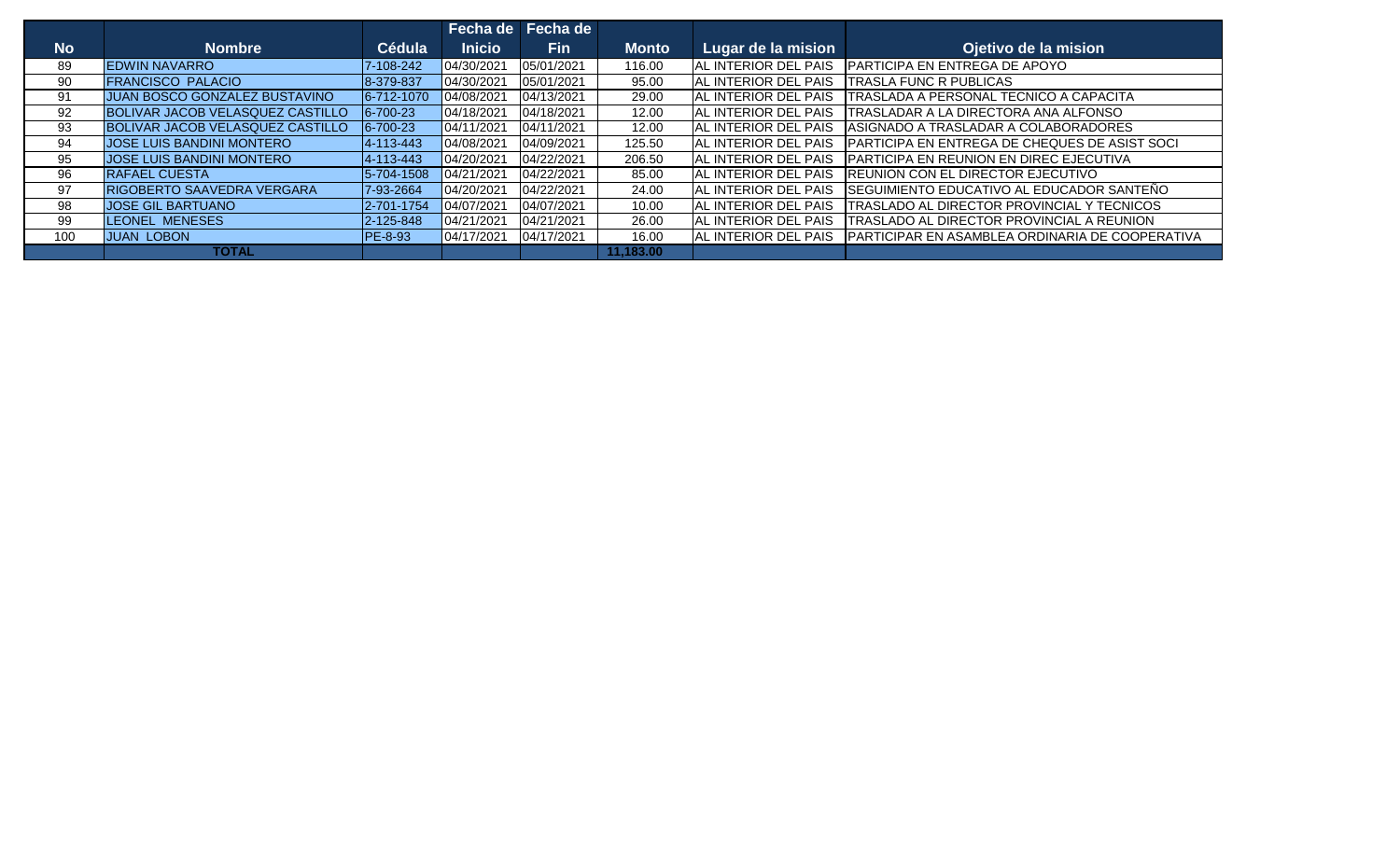| No | Nombre | Cédula | Fecha de Inicio | Fecha de Fin | Monto | Lugar de la mision | Ojetivo de la mision |
|---|---|---|---|---|---|---|---|
| 89 | EDWIN NAVARRO | 7-108-242 | 04/30/2021 | 05/01/2021 | 116.00 | AL INTERIOR DEL PAIS | PARTICIPA EN ENTREGA DE APOYO |
| 90 | FRANCISCO PALACIO | 8-379-837 | 04/30/2021 | 05/01/2021 | 95.00 | AL INTERIOR DEL PAIS | TRASLA FUNC R PUBLICAS |
| 91 | JUAN BOSCO GONZALEZ BUSTAVINO | 6-712-1070 | 04/08/2021 | 04/13/2021 | 29.00 | AL INTERIOR DEL PAIS | TRASLADA A PERSONAL TECNICO A CAPACITA |
| 92 | BOLIVAR JACOB VELASQUEZ CASTILLO | 6-700-23 | 04/18/2021 | 04/18/2021 | 12.00 | AL INTERIOR DEL PAIS | TRASLADAR A LA DIRECTORA ANA ALFONSO |
| 93 | BOLIVAR JACOB VELASQUEZ CASTILLO | 6-700-23 | 04/11/2021 | 04/11/2021 | 12.00 | AL INTERIOR DEL PAIS | ASIGNADO A TRASLADAR A COLABORADORES |
| 94 | JOSE LUIS BANDINI MONTERO | 4-113-443 | 04/08/2021 | 04/09/2021 | 125.50 | AL INTERIOR DEL PAIS | PARTICIPA EN ENTREGA DE CHEQUES DE ASIST SOCI |
| 95 | JOSE LUIS BANDINI MONTERO | 4-113-443 | 04/20/2021 | 04/22/2021 | 206.50 | AL INTERIOR DEL PAIS | PARTICIPA EN REUNION EN DIREC EJECUTIVA |
| 96 | RAFAEL CUESTA | 5-704-1508 | 04/21/2021 | 04/22/2021 | 85.00 | AL INTERIOR DEL PAIS | REUNION CON EL DIRECTOR EJECUTIVO |
| 97 | RIGOBERTO SAAVEDRA VERGARA | 7-93-2664 | 04/20/2021 | 04/22/2021 | 24.00 | AL INTERIOR DEL PAIS | SEGUIMIENTO EDUCATIVO AL EDUCADOR SANTEÑO |
| 98 | JOSE GIL BARTUANO | 2-701-1754 | 04/07/2021 | 04/07/2021 | 10.00 | AL INTERIOR DEL PAIS | TRASLADO AL DIRECTOR PROVINCIAL Y TECNICOS |
| 99 | LEONEL MENESES | 2-125-848 | 04/21/2021 | 04/21/2021 | 26.00 | AL INTERIOR DEL PAIS | TRASLADO AL DIRECTOR PROVINCIAL A REUNION |
| 100 | JUAN LOBON | PE-8-93 | 04/17/2021 | 04/17/2021 | 16.00 | AL INTERIOR DEL PAIS | PARTICIPAR EN ASAMBLEA ORDINARIA DE COOPERATIVA |
| | **TOTAL** | | | | **11,183.00** | | |